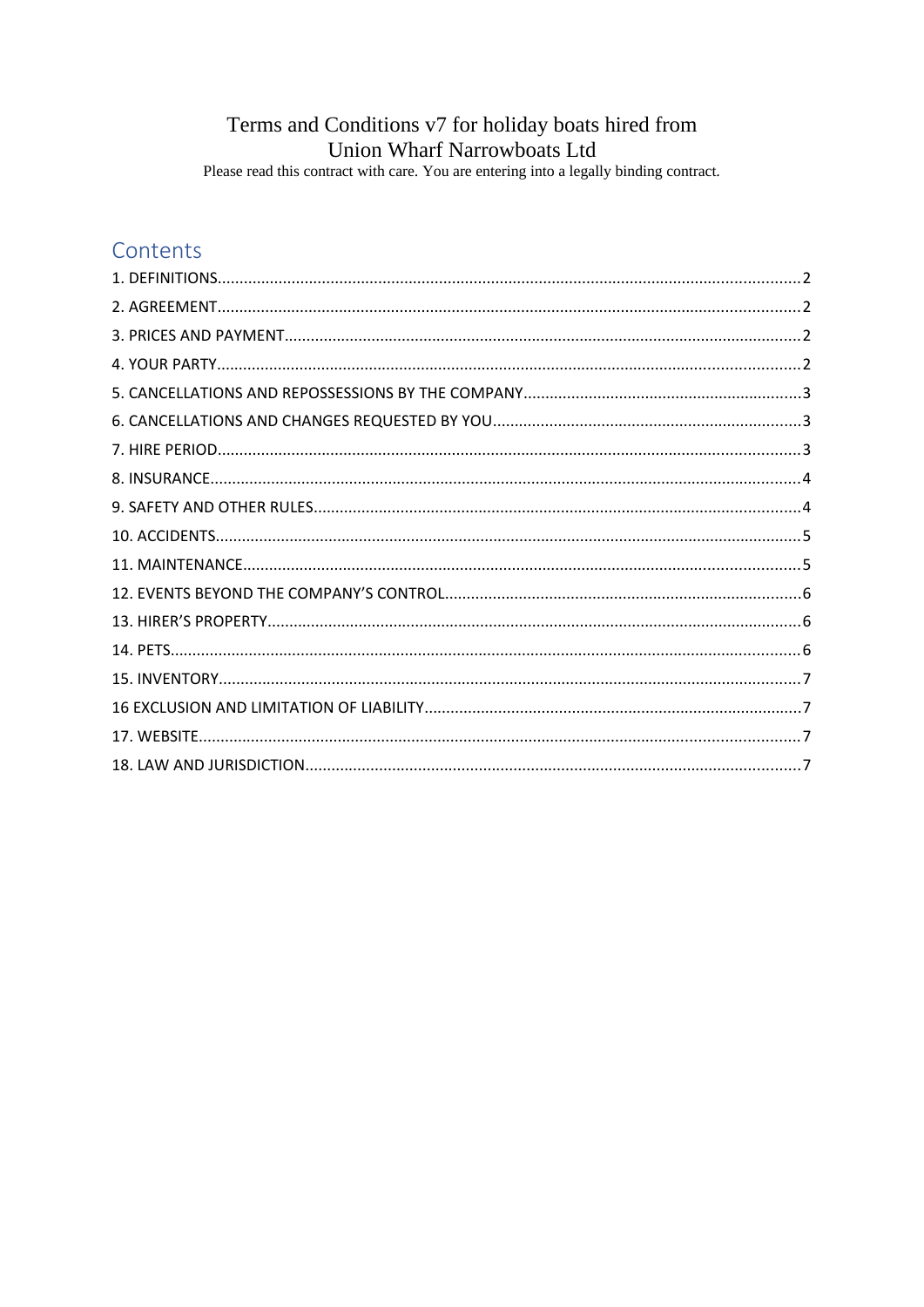# Terms and Conditions v7 for holiday boats hired from Union Wharf Narrowboats Ltd

Please read this contract with care. You are entering into a legally binding contract.

## Contents

1. DEFINITIONS........................................................................2
2. AGREEMENT........................................................................2
3. PRICES AND PAYMENT........................................................................2
4. YOUR PARTY........................................................................2
5. CANCELLATIONS AND REPOSSESSIONS BY THE COMPANY........................................................................3
6. CANCELLATIONS AND CHANGES REQUESTED BY YOU........................................................................3
7. HIRE PERIOD........................................................................3
8. INSURANCE........................................................................4
9. SAFETY AND OTHER RULES........................................................................4
10. ACCIDENTS........................................................................5
11. MAINTENANCE........................................................................5
12. EVENTS BEYOND THE COMPANY'S CONTROL........................................................................6
13. HIRER'S PROPERTY........................................................................6
14. PETS........................................................................6
15. INVENTORY........................................................................7
16 EXCLUSION AND LIMITATION OF LIABILITY........................................................................7
17. WEBSITE........................................................................7
18. LAW AND JURISDICTION........................................................................7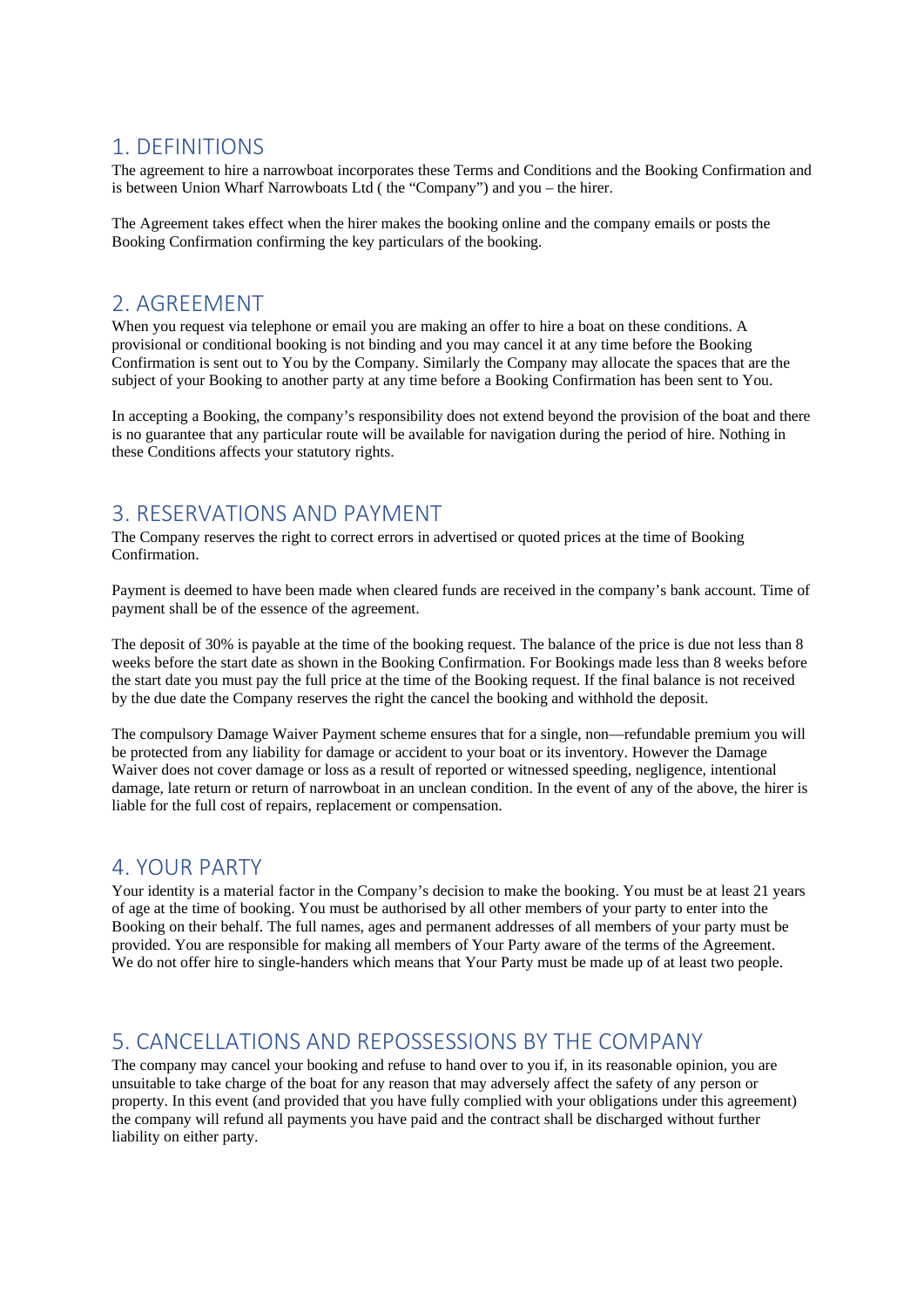## 1. DEFINITIONS

The agreement to hire a narrowboat incorporates these Terms and Conditions and the Booking Confirmation and is between Union Wharf Narrowboats Ltd ( the "Company") and you – the hirer.

The Agreement takes effect when the hirer makes the booking online and the company emails or posts the Booking Confirmation confirming the key particulars of the booking.

## 2. AGREEMENT

When you request via telephone or email you are making an offer to hire a boat on these conditions. A provisional or conditional booking is not binding and you may cancel it at any time before the Booking Confirmation is sent out to You by the Company. Similarly the Company may allocate the spaces that are the subject of your Booking to another party at any time before a Booking Confirmation has been sent to You.

In accepting a Booking, the company's responsibility does not extend beyond the provision of the boat and there is no guarantee that any particular route will be available for navigation during the period of hire. Nothing in these Conditions affects your statutory rights.

## 3. RESERVATIONS AND PAYMENT

The Company reserves the right to correct errors in advertised or quoted prices at the time of Booking Confirmation.

Payment is deemed to have been made when cleared funds are received in the company's bank account. Time of payment shall be of the essence of the agreement.

The deposit of 30% is payable at the time of the booking request. The balance of the price is due not less than 8 weeks before the start date as shown in the Booking Confirmation. For Bookings made less than 8 weeks before the start date you must pay the full price at the time of the Booking request. If the final balance is not received by the due date the Company reserves the right the cancel the booking and withhold the deposit.

The compulsory Damage Waiver Payment scheme ensures that for a single, non—refundable premium you will be protected from any liability for damage or accident to your boat or its inventory. However the Damage Waiver does not cover damage or loss as a result of reported or witnessed speeding, negligence, intentional damage, late return or return of narrowboat in an unclean condition. In the event of any of the above, the hirer is liable for the full cost of repairs, replacement or compensation.

## 4. YOUR PARTY

Your identity is a material factor in the Company's decision to make the booking. You must be at least 21 years of age at the time of booking. You must be authorised by all other members of your party to enter into the Booking on their behalf. The full names, ages and permanent addresses of all members of your party must be provided. You are responsible for making all members of Your Party aware of the terms of the Agreement. We do not offer hire to single-handers which means that Your Party must be made up of at least two people.

## 5. CANCELLATIONS AND REPOSSESSIONS BY THE COMPANY

The company may cancel your booking and refuse to hand over to you if, in its reasonable opinion, you are unsuitable to take charge of the boat for any reason that may adversely affect the safety of any person or property. In this event (and provided that you have fully complied with your obligations under this agreement) the company will refund all payments you have paid and the contract shall be discharged without further liability on either party.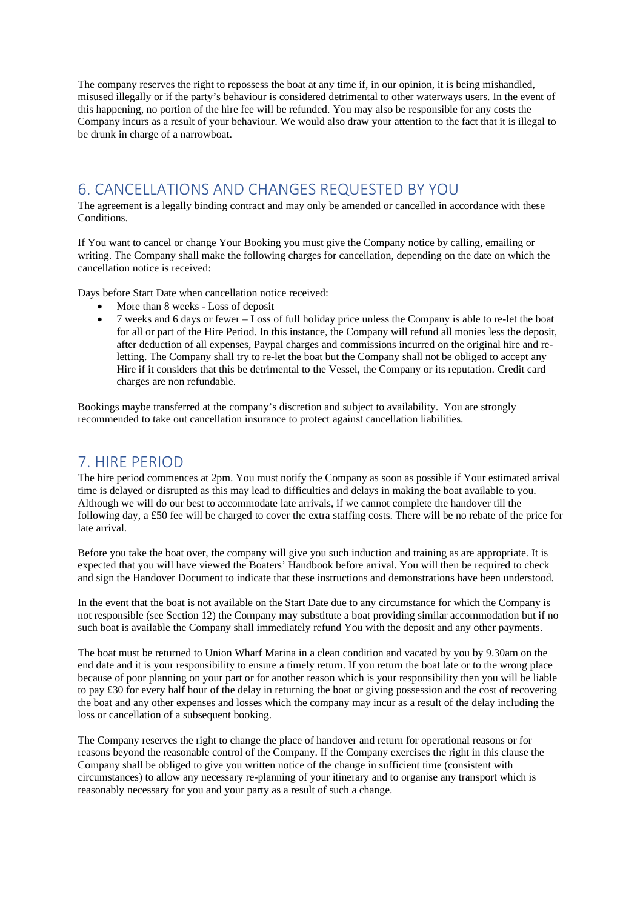The company reserves the right to repossess the boat at any time if, in our opinion, it is being mishandled, misused illegally or if the party's behaviour is considered detrimental to other waterways users. In the event of this happening, no portion of the hire fee will be refunded. You may also be responsible for any costs the Company incurs as a result of your behaviour. We would also draw your attention to the fact that it is illegal to be drunk in charge of a narrowboat.

## 6. CANCELLATIONS AND CHANGES REQUESTED BY YOU

The agreement is a legally binding contract and may only be amended or cancelled in accordance with these Conditions.

If You want to cancel or change Your Booking you must give the Company notice by calling, emailing or writing. The Company shall make the following charges for cancellation, depending on the date on which the cancellation notice is received:

Days before Start Date when cancellation notice received:

- More than 8 weeks - Loss of deposit
- 7 weeks and 6 days or fewer – Loss of full holiday price unless the Company is able to re-let the boat for all or part of the Hire Period. In this instance, the Company will refund all monies less the deposit, after deduction of all expenses, Paypal charges and commissions incurred on the original hire and re-letting. The Company shall try to re-let the boat but the Company shall not be obliged to accept any Hire if it considers that this be detrimental to the Vessel, the Company or its reputation. Credit card charges are non refundable.

Bookings maybe transferred at the company's discretion and subject to availability. You are strongly recommended to take out cancellation insurance to protect against cancellation liabilities.

## 7. HIRE PERIOD

The hire period commences at 2pm. You must notify the Company as soon as possible if Your estimated arrival time is delayed or disrupted as this may lead to difficulties and delays in making the boat available to you. Although we will do our best to accommodate late arrivals, if we cannot complete the handover till the following day, a £50 fee will be charged to cover the extra staffing costs. There will be no rebate of the price for late arrival.

Before you take the boat over, the company will give you such induction and training as are appropriate. It is expected that you will have viewed the Boaters' Handbook before arrival. You will then be required to check and sign the Handover Document to indicate that these instructions and demonstrations have been understood.

In the event that the boat is not available on the Start Date due to any circumstance for which the Company is not responsible (see Section 12) the Company may substitute a boat providing similar accommodation but if no such boat is available the Company shall immediately refund You with the deposit and any other payments.

The boat must be returned to Union Wharf Marina in a clean condition and vacated by you by 9.30am on the end date and it is your responsibility to ensure a timely return. If you return the boat late or to the wrong place because of poor planning on your part or for another reason which is your responsibility then you will be liable to pay £30 for every half hour of the delay in returning the boat or giving possession and the cost of recovering the boat and any other expenses and losses which the company may incur as a result of the delay including the loss or cancellation of a subsequent booking.

The Company reserves the right to change the place of handover and return for operational reasons or for reasons beyond the reasonable control of the Company. If the Company exercises the right in this clause the Company shall be obliged to give you written notice of the change in sufficient time (consistent with circumstances) to allow any necessary re-planning of your itinerary and to organise any transport which is reasonably necessary for you and your party as a result of such a change.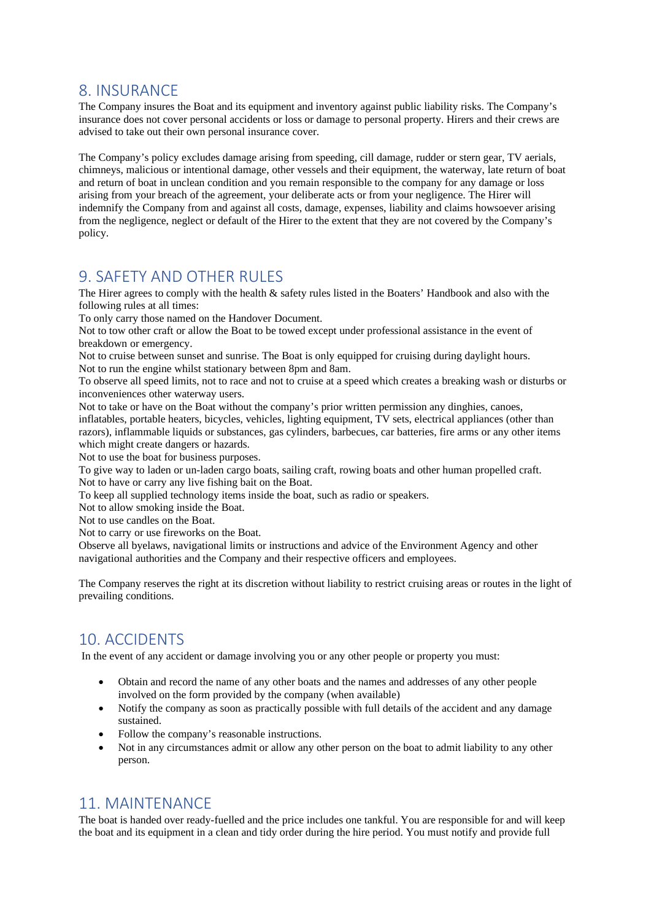## 8. INSURANCE

The Company insures the Boat and its equipment and inventory against public liability risks. The Company's insurance does not cover personal accidents or loss or damage to personal property. Hirers and their crews are advised to take out their own personal insurance cover.

The Company's policy excludes damage arising from speeding, cill damage, rudder or stern gear, TV aerials, chimneys, malicious or intentional damage, other vessels and their equipment, the waterway, late return of boat and return of boat in unclean condition and you remain responsible to the company for any damage or loss arising from your breach of the agreement, your deliberate acts or from your negligence. The Hirer will indemnify the Company from and against all costs, damage, expenses, liability and claims howsoever arising from the negligence, neglect or default of the Hirer to the extent that they are not covered by the Company's policy.

## 9. SAFETY AND OTHER RULES

The Hirer agrees to comply with the health & safety rules listed in the Boaters' Handbook and also with the following rules at all times:
To only carry those named on the Handover Document.
Not to tow other craft or allow the Boat to be towed except under professional assistance in the event of breakdown or emergency.
Not to cruise between sunset and sunrise. The Boat is only equipped for cruising during daylight hours.
Not to run the engine whilst stationary between 8pm and 8am.
To observe all speed limits, not to race and not to cruise at a speed which creates a breaking wash or disturbs or inconveniences other waterway users.
Not to take or have on the Boat without the company's prior written permission any dinghies, canoes, inflatables, portable heaters, bicycles, vehicles, lighting equipment, TV sets, electrical appliances (other than razors), inflammable liquids or substances, gas cylinders, barbecues, car batteries, fire arms or any other items which might create dangers or hazards.
Not to use the boat for business purposes.
To give way to laden or un-laden cargo boats, sailing craft, rowing boats and other human propelled craft.
Not to have or carry any live fishing bait on the Boat.
To keep all supplied technology items inside the boat, such as radio or speakers.
Not to allow smoking inside the Boat.
Not to use candles on the Boat.
Not to carry or use fireworks on the Boat.
Observe all byelaws, navigational limits or instructions and advice of the Environment Agency and other navigational authorities and the Company and their respective officers and employees.

The Company reserves the right at its discretion without liability to restrict cruising areas or routes in the light of prevailing conditions.

## 10. ACCIDENTS

In the event of any accident or damage involving you or any other people or property you must:

- Obtain and record the name of any other boats and the names and addresses of any other people involved on the form provided by the company (when available)
- Notify the company as soon as practically possible with full details of the accident and any damage sustained.
- Follow the company's reasonable instructions.
- Not in any circumstances admit or allow any other person on the boat to admit liability to any other person.

## 11. MAINTENANCE

The boat is handed over ready-fuelled and the price includes one tankful. You are responsible for and will keep the boat and its equipment in a clean and tidy order during the hire period. You must notify and provide full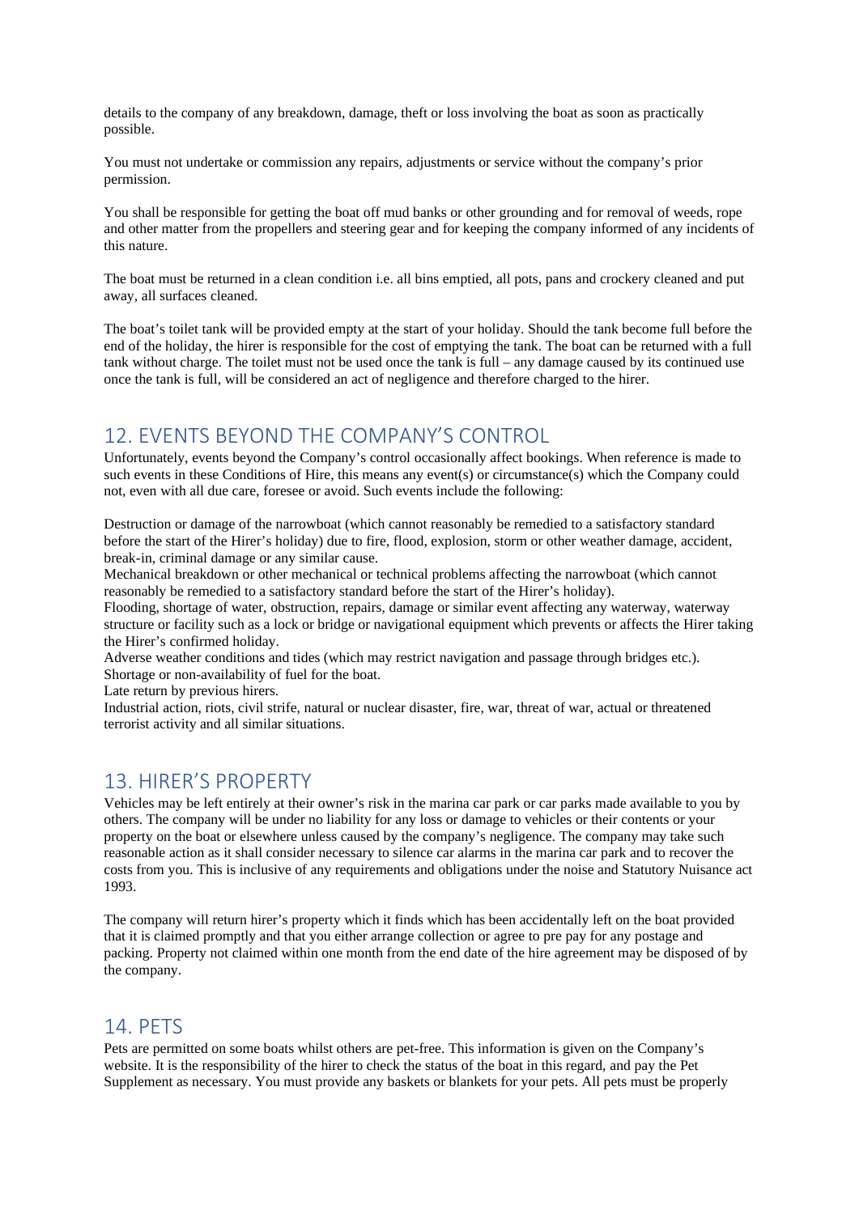details to the company of any breakdown, damage, theft or loss involving the boat as soon as practically possible.

You must not undertake or commission any repairs, adjustments or service without the company's prior permission.

You shall be responsible for getting the boat off mud banks or other grounding and for removal of weeds, rope and other matter from the propellers and steering gear and for keeping the company informed of any incidents of this nature.

The boat must be returned in a clean condition i.e. all bins emptied, all pots, pans and crockery cleaned and put away, all surfaces cleaned.

The boat's toilet tank will be provided empty at the start of your holiday. Should the tank become full before the end of the holiday, the hirer is responsible for the cost of emptying the tank. The boat can be returned with a full tank without charge. The toilet must not be used once the tank is full – any damage caused by its continued use once the tank is full, will be considered an act of negligence and therefore charged to the hirer.

## 12. EVENTS BEYOND THE COMPANY'S CONTROL

Unfortunately, events beyond the Company's control occasionally affect bookings. When reference is made to such events in these Conditions of Hire, this means any event(s) or circumstance(s) which the Company could not, even with all due care, foresee or avoid. Such events include the following:

Destruction or damage of the narrowboat (which cannot reasonably be remedied to a satisfactory standard before the start of the Hirer's holiday) due to fire, flood, explosion, storm or other weather damage, accident, break-in, criminal damage or any similar cause.
Mechanical breakdown or other mechanical or technical problems affecting the narrowboat (which cannot reasonably be remedied to a satisfactory standard before the start of the Hirer's holiday).
Flooding, shortage of water, obstruction, repairs, damage or similar event affecting any waterway, waterway structure or facility such as a lock or bridge or navigational equipment which prevents or affects the Hirer taking the Hirer's confirmed holiday.
Adverse weather conditions and tides (which may restrict navigation and passage through bridges etc.).
Shortage or non-availability of fuel for the boat.
Late return by previous hirers.
Industrial action, riots, civil strife, natural or nuclear disaster, fire, war, threat of war, actual or threatened terrorist activity and all similar situations.

## 13. HIRER'S PROPERTY

Vehicles may be left entirely at their owner's risk in the marina car park or car parks made available to you by others. The company will be under no liability for any loss or damage to vehicles or their contents or your property on the boat or elsewhere unless caused by the company's negligence. The company may take such reasonable action as it shall consider necessary to silence car alarms in the marina car park and to recover the costs from you. This is inclusive of any requirements and obligations under the noise and Statutory Nuisance act 1993.

The company will return hirer's property which it finds which has been accidentally left on the boat provided that it is claimed promptly and that you either arrange collection or agree to pre pay for any postage and packing. Property not claimed within one month from the end date of the hire agreement may be disposed of by the company.

## 14. PETS

Pets are permitted on some boats whilst others are pet-free. This information is given on the Company's website. It is the responsibility of the hirer to check the status of the boat in this regard, and pay the Pet Supplement as necessary. You must provide any baskets or blankets for your pets. All pets must be properly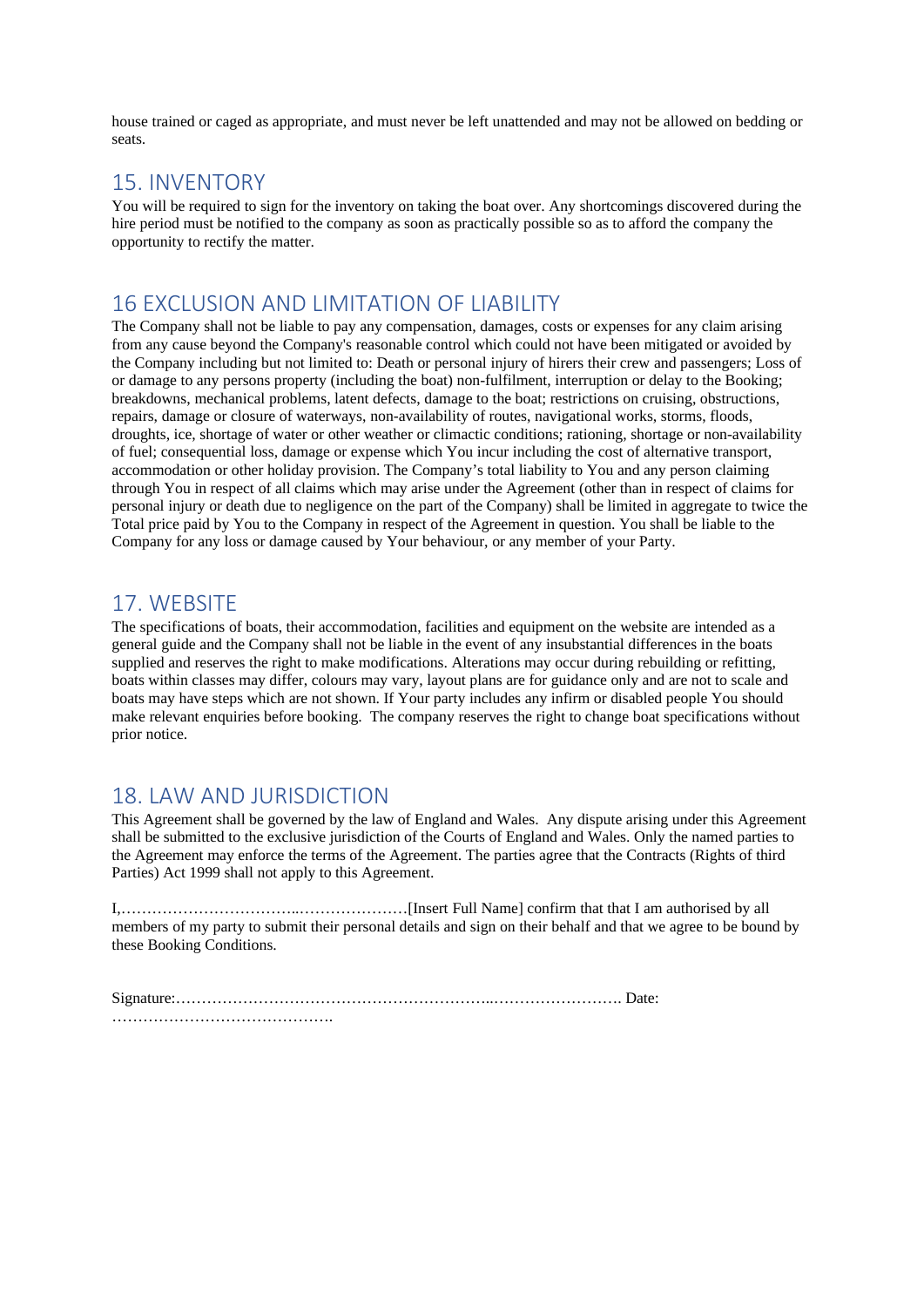house trained or caged as appropriate, and must never be left unattended and may not be allowed on bedding or seats.

## 15. INVENTORY

You will be required to sign for the inventory on taking the boat over. Any shortcomings discovered during the hire period must be notified to the company as soon as practically possible so as to afford the company the opportunity to rectify the matter.

## 16 EXCLUSION AND LIMITATION OF LIABILITY

The Company shall not be liable to pay any compensation, damages, costs or expenses for any claim arising from any cause beyond the Company's reasonable control which could not have been mitigated or avoided by the Company including but not limited to: Death or personal injury of hirers their crew and passengers; Loss of or damage to any persons property (including the boat) non-fulfilment, interruption or delay to the Booking; breakdowns, mechanical problems, latent defects, damage to the boat; restrictions on cruising, obstructions, repairs, damage or closure of waterways, non-availability of routes, navigational works, storms, floods, droughts, ice, shortage of water or other weather or climactic conditions; rationing, shortage or non-availability of fuel; consequential loss, damage or expense which You incur including the cost of alternative transport, accommodation or other holiday provision. The Company's total liability to You and any person claiming through You in respect of all claims which may arise under the Agreement (other than in respect of claims for personal injury or death due to negligence on the part of the Company) shall be limited in aggregate to twice the Total price paid by You to the Company in respect of the Agreement in question. You shall be liable to the Company for any loss or damage caused by Your behaviour, or any member of your Party.

## 17. WEBSITE

The specifications of boats, their accommodation, facilities and equipment on the website are intended as a general guide and the Company shall not be liable in the event of any insubstantial differences in the boats supplied and reserves the right to make modifications. Alterations may occur during rebuilding or refitting, boats within classes may differ, colours may vary, layout plans are for guidance only and are not to scale and boats may have steps which are not shown. If Your party includes any infirm or disabled people You should make relevant enquiries before booking. The company reserves the right to change boat specifications without prior notice.

## 18. LAW AND JURISDICTION

This Agreement shall be governed by the law of England and Wales. Any dispute arising under this Agreement shall be submitted to the exclusive jurisdiction of the Courts of England and Wales. Only the named parties to the Agreement may enforce the terms of the Agreement. The parties agree that the Contracts (Rights of third Parties) Act 1999 shall not apply to this Agreement.

I,……………………………..…………………[Insert Full Name] confirm that that I am authorised by all members of my party to submit their personal details and sign on their behalf and that we agree to be bound by these Booking Conditions.

Signature:……………………………………………………..……………………. Date: …………………………………….